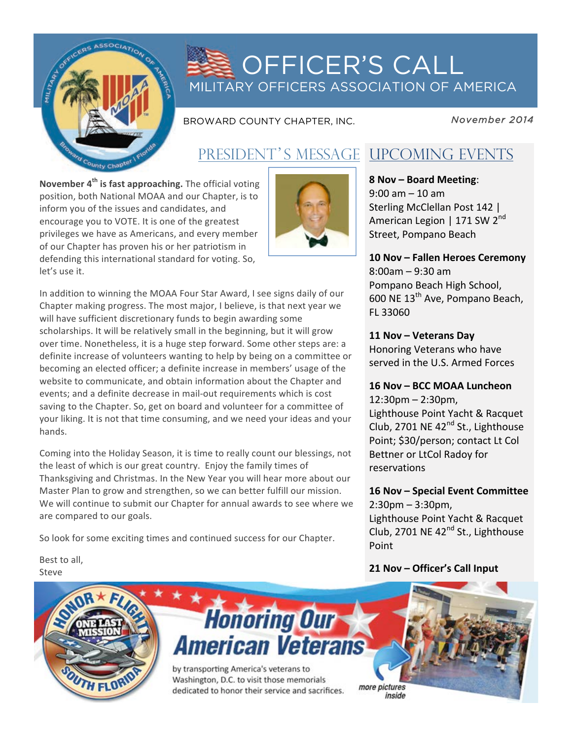# OFFICER'S CALL

## MILITARY OFFICERS ASSOCIATION OF AMERICA

BROWARD COUNTY CHAPTER, INC.

*November 2014*

## PRESIDENT'S MESSAGE

**November 4th is fast approaching.** The official voting position, both National MOAA and our Chapter, is to inform you of the issues and candidates, and encourage you to VOTE. It is one of the greatest privileges we have as Americans, and every member of our Chapter has proven his or her patriotism in defending this international standard for voting. So, let's use it.

In addition to winning the MOAA Four Star Award, I see signs daily of our Chapter making progress. The most major, I believe, is that next year we will have sufficient discretionary funds to begin awarding some scholarships. It will be relatively small in the beginning, but it will grow over time. Nonetheless, it is a huge step forward. Some other steps are: a definite increase of volunteers wanting to help by being on a committee or becoming an elected officer; a definite increase in members' usage of the website to communicate, and obtain information about the Chapter and events; and a definite decrease in mail-out requirements which is cost saving to the Chapter. So, get on board and volunteer for a committee of your liking. It is not that time consuming, and we need your ideas and your hands.

Coming into the Holiday Season, it is time to really count our blessings, not the least of which is our great country. Enjoy the family times of Thanksgiving and Christmas. In the New Year you will hear more about our Master Plan to grow and strengthen, so we can better fulfill our mission. We will continue to submit our Chapter for annual awards to see where we are compared to our goals.

So look for some exciting times and continued success for our Chapter.

Best to all,
Steve

## UPCOMING EVENTS

**8 Nov – Board Meeting**:
9:00 am – 10 am
Sterling McClellan Post 142 | American Legion | 171 SW 2nd Street, Pompano Beach

**10 Nov – Fallen Heroes Ceremony**
8:00am – 9:30 am
Pompano Beach High School, 600 NE 13th Ave, Pompano Beach, FL 33060

**11 Nov – Veterans Day**
Honoring Veterans who have served in the U.S. Armed Forces

**16 Nov – BCC MOAA Luncheon**
12:30pm – 2:30pm,
Lighthouse Point Yacht & Racquet Club, 2701 NE 42nd St., Lighthouse Point; $30/person; contact Lt Col Bettner or LtCol Radoy for reservations

**16 Nov – Special Event Committee**
2:30pm – 3:30pm,
Lighthouse Point Yacht & Racquet Club, 2701 NE 42nd St., Lighthouse Point

**21 Nov – Officer's Call Input**

---

HONOR ★ FLIGHT — ONE LAST MISSION — SOUTH FLORIDA

**Honoring Our American Veterans**

by transporting America's veterans to Washington, D.C. to visit those memorials dedicated to honor their service and sacrifices.

*more pictures inside*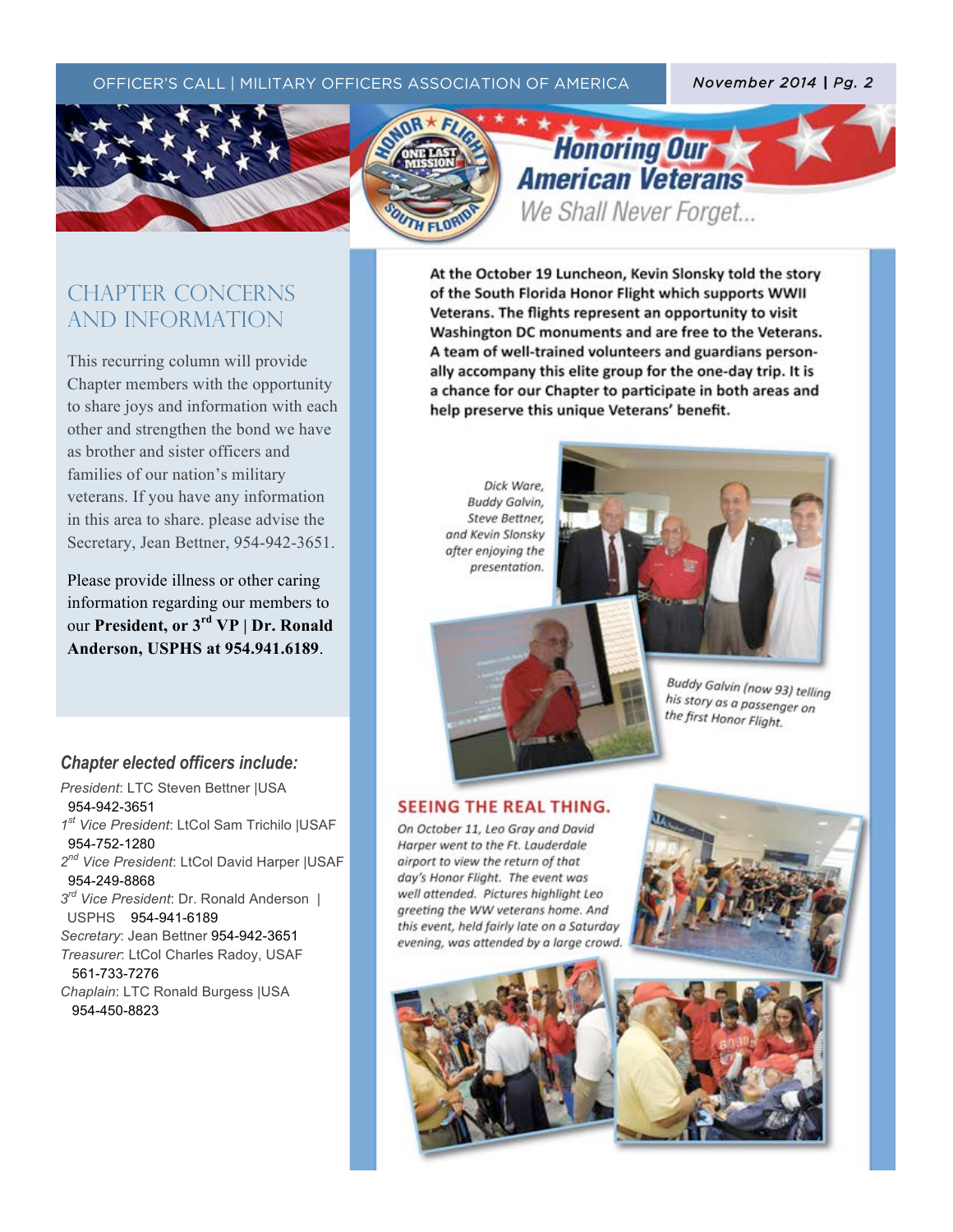## CHAPTER CONCERNS AND INFORMATION

This recurring column will provide Chapter members with the opportunity to share joys and information with each other and strengthen the bond we have as brother and sister officers and families of our nation's military veterans. If you have any information in this area to share. please advise the Secretary, Jean Bettner, 954-942-3651.

Please provide illness or other caring information regarding our members to our **President, or 3rd VP | Dr. Ronald Anderson, USPHS at 954.941.6189**.

### *Chapter elected officers include:*

*President*: LTC Steven Bettner |USA 954-942-3651
*1st Vice President*: LtCol Sam Trichilo |USAF 954-752-1280
*2nd Vice President*: LtCol David Harper |USAF 954-249-8868
*3rd Vice President*: Dr. Ronald Anderson | USPHS 954-941-6189
*Secretary*: Jean Bettner 954-942-3651
*Treasurer*: LtCol Charles Radoy, USAF 561-733-7276
*Chaplain*: LTC Ronald Burgess |USA 954-450-8823

## Honoring Our American Veterans

*We Shall Never Forget...*

**At the October 19 Luncheon, Kevin Slonsky told the story of the South Florida Honor Flight which supports WWII Veterans. The flights represent an opportunity to visit Washington DC monuments and are free to the Veterans. A team of well-trained volunteers and guardians personally accompany this elite group for the one-day trip. It is a chance for our Chapter to participate in both areas and help preserve this unique Veterans' benefit.**

*Dick Ware, Buddy Galvin, Steve Bettner, and Kevin Slonsky after enjoying the presentation.*

*Buddy Galvin (now 93) telling his story as a passenger on the first Honor Flight.*

### SEEING THE REAL THING.

*On October 11, Leo Gray and David Harper went to the Ft. Lauderdale airport to view the return of that day's Honor Flight. The event was well attended. Pictures highlight Leo greeting the WW veterans home. And this event, held fairly late on a Saturday evening, was attended by a large crowd.*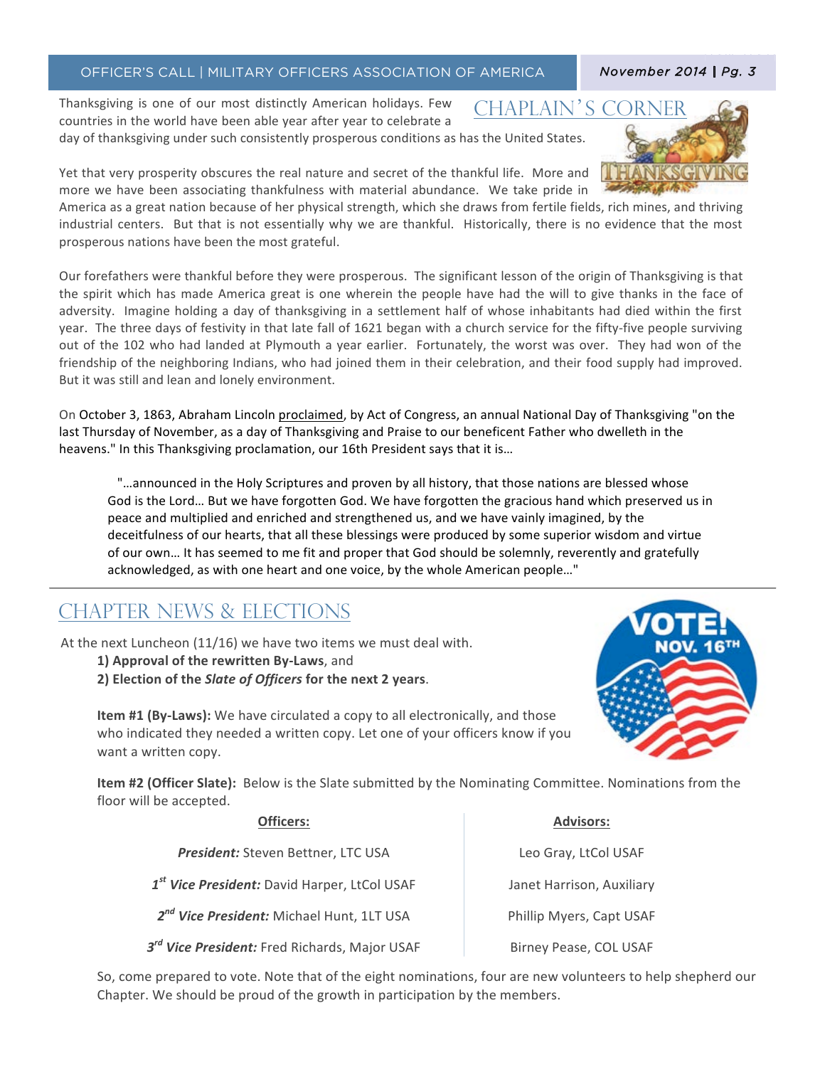## CHAPLAIN'S CORNER

Thanksgiving is one of our most distinctly American holidays. Few countries in the world have been able year after year to celebrate a day of thanksgiving under such consistently prosperous conditions as has the United States.

Yet that very prosperity obscures the real nature and secret of the thankful life. More and more we have been associating thankfulness with material abundance. We take pride in America as a great nation because of her physical strength, which she draws from fertile fields, rich mines, and thriving industrial centers. But that is not essentially why we are thankful. Historically, there is no evidence that the most prosperous nations have been the most grateful.

Our forefathers were thankful before they were prosperous. The significant lesson of the origin of Thanksgiving is that the spirit which has made America great is one wherein the people have had the will to give thanks in the face of adversity. Imagine holding a day of thanksgiving in a settlement half of whose inhabitants had died within the first year. The three days of festivity in that late fall of 1621 began with a church service for the fifty-five people surviving out of the 102 who had landed at Plymouth a year earlier. Fortunately, the worst was over. They had won of the friendship of the neighboring Indians, who had joined them in their celebration, and their food supply had improved. But it was still and lean and lonely environment.

On October 3, 1863, Abraham Lincoln proclaimed, by Act of Congress, an annual National Day of Thanksgiving "on the last Thursday of November, as a day of Thanksgiving and Praise to our beneficent Father who dwelleth in the heavens." In this Thanksgiving proclamation, our 16th President says that it is…

> "…announced in the Holy Scriptures and proven by all history, that those nations are blessed whose God is the Lord… But we have forgotten God. We have forgotten the gracious hand which preserved us in peace and multiplied and enriched and strengthened us, and we have vainly imagined, by the deceitfulness of our hearts, that all these blessings were produced by some superior wisdom and virtue of our own… It has seemed to me fit and proper that God should be solemnly, reverently and gratefully acknowledged, as with one heart and one voice, by the whole American people…"

## CHAPTER NEWS & ELECTIONS

At the next Luncheon (11/16) we have two items we must deal with.

**1) Approval of the rewritten By-Laws**, and
**2) Election of the *Slate of Officers* for the next 2 years**.

**Item #1 (By-Laws):** We have circulated a copy to all electronically, and those who indicated they needed a written copy. Let one of your officers know if you want a written copy.

**Item #2 (Officer Slate):** Below is the Slate submitted by the Nominating Committee. Nominations from the floor will be accepted.

| Officers: | Advisors: |
|---|---|
| ***President:*** Steven Bettner, LTC USA | Leo Gray, LtCol USAF |
| ***1st Vice President:*** David Harper, LtCol USAF | Janet Harrison, Auxiliary |
| ***2nd Vice President:*** Michael Hunt, 1LT USA | Phillip Myers, Capt USAF |
| ***3rd Vice President:*** Fred Richards, Major USAF | Birney Pease, COL USAF |

So, come prepared to vote. Note that of the eight nominations, four are new volunteers to help shepherd our Chapter. We should be proud of the growth in participation by the members.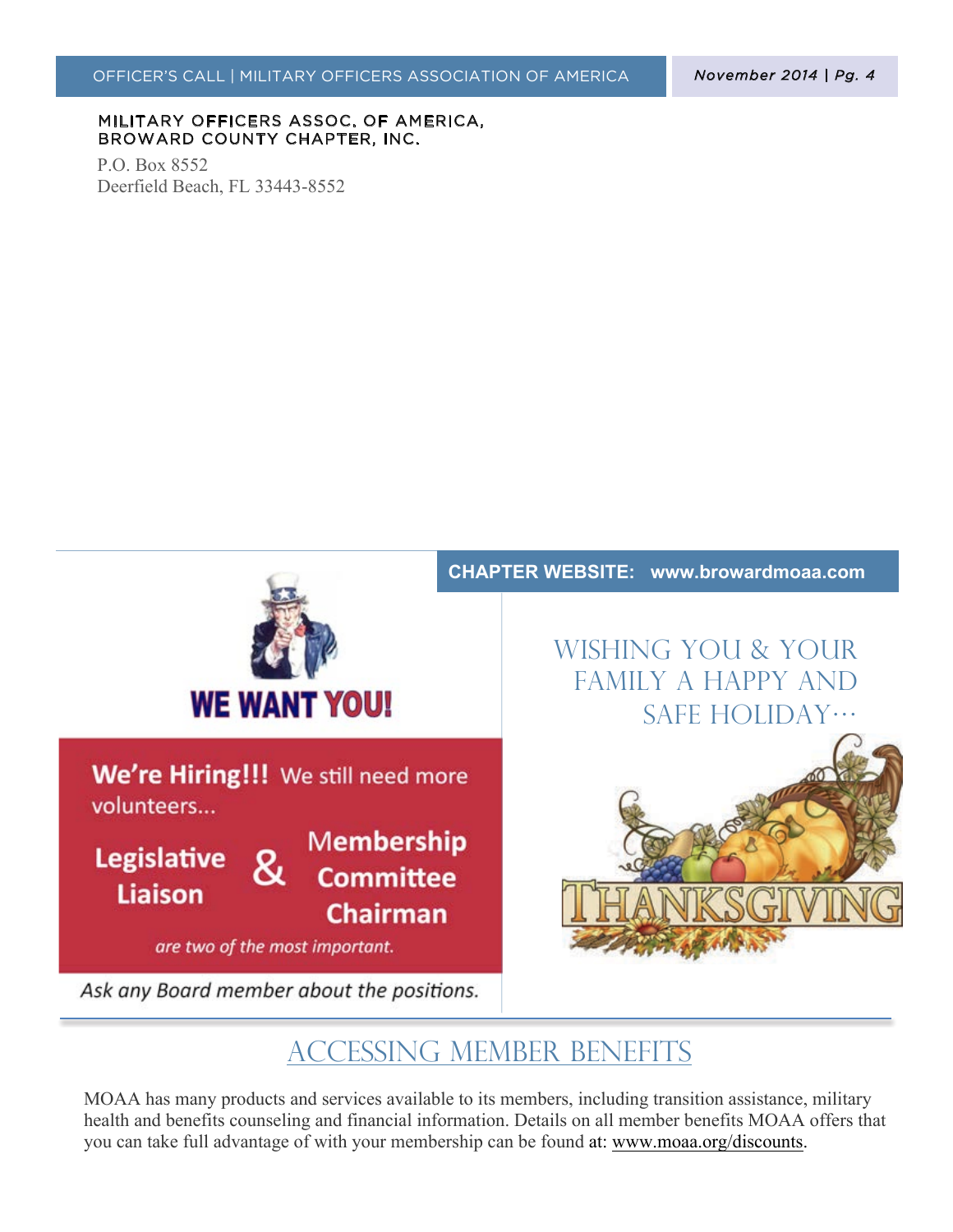MILITARY OFFICERS ASSOC. OF AMERICA,
BROWARD COUNTY CHAPTER, INC.

P.O. Box 8552
Deerfield Beach, FL 33443-8552

**CHAPTER WEBSITE: www.browardmoaa.com**

**WE WANT YOU!**

**We're Hiring!!!** We still need more volunteers...

**Legislative Liaison** & **Membership Committee Chairman**

*are two of the most important.*

*Ask any Board member about the positions.*

WISHING YOU & YOUR FAMILY A HAPPY AND SAFE HOLIDAY…

THANKSGIVING

## ACCESSING MEMBER BENEFITS

MOAA has many products and services available to its members, including transition assistance, military health and benefits counseling and financial information. Details on all member benefits MOAA offers that you can take full advantage of with your membership can be found at: www.moaa.org/discounts.